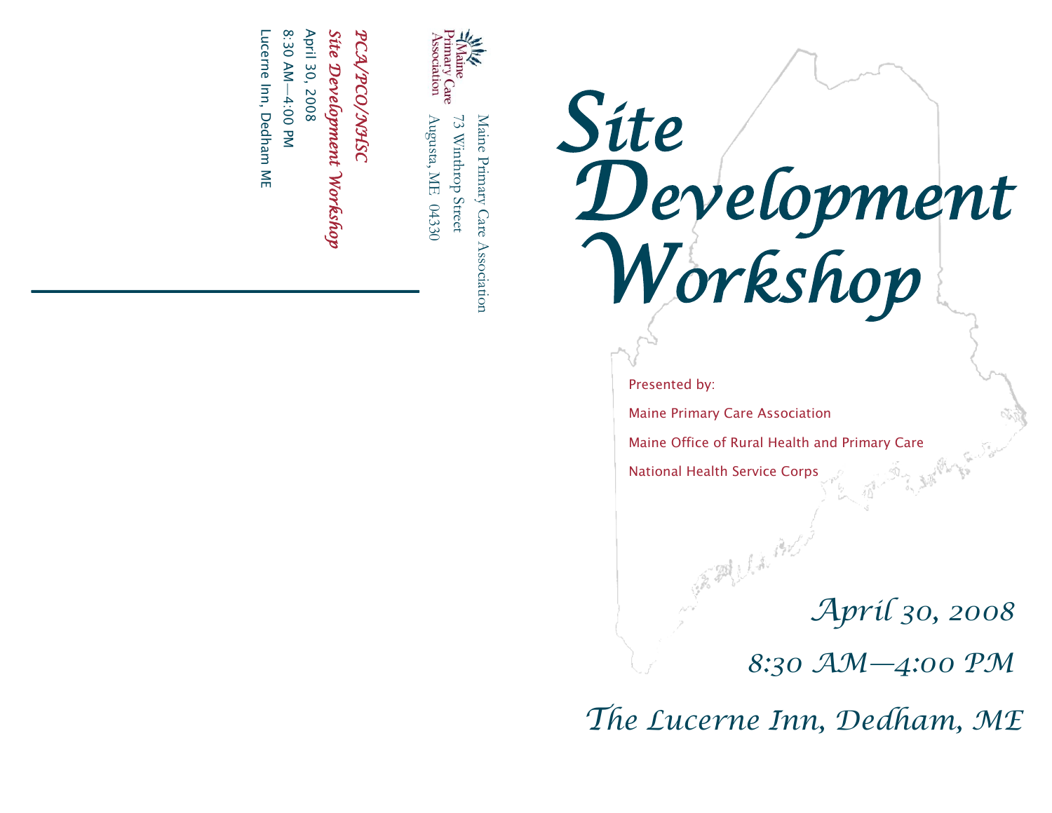Maine Primary Care Association

Maine Primary Care Association
73 Winthrop Street
Augusta, ME 04330

*PCA/PCO/NHSC*
*Site Development Workshop*
April 30, 2008
8:30 AM—4:00 PM
Lucerne Inn, Dedham ME

---

# *Site Development Workshop*

Presented by:

Maine Primary Care Association

Maine Office of Rural Health and Primary Care

National Health Service Corps

*April 30, 2008*

*8:30 AM—4:00 PM*

*The Lucerne Inn, Dedham, ME*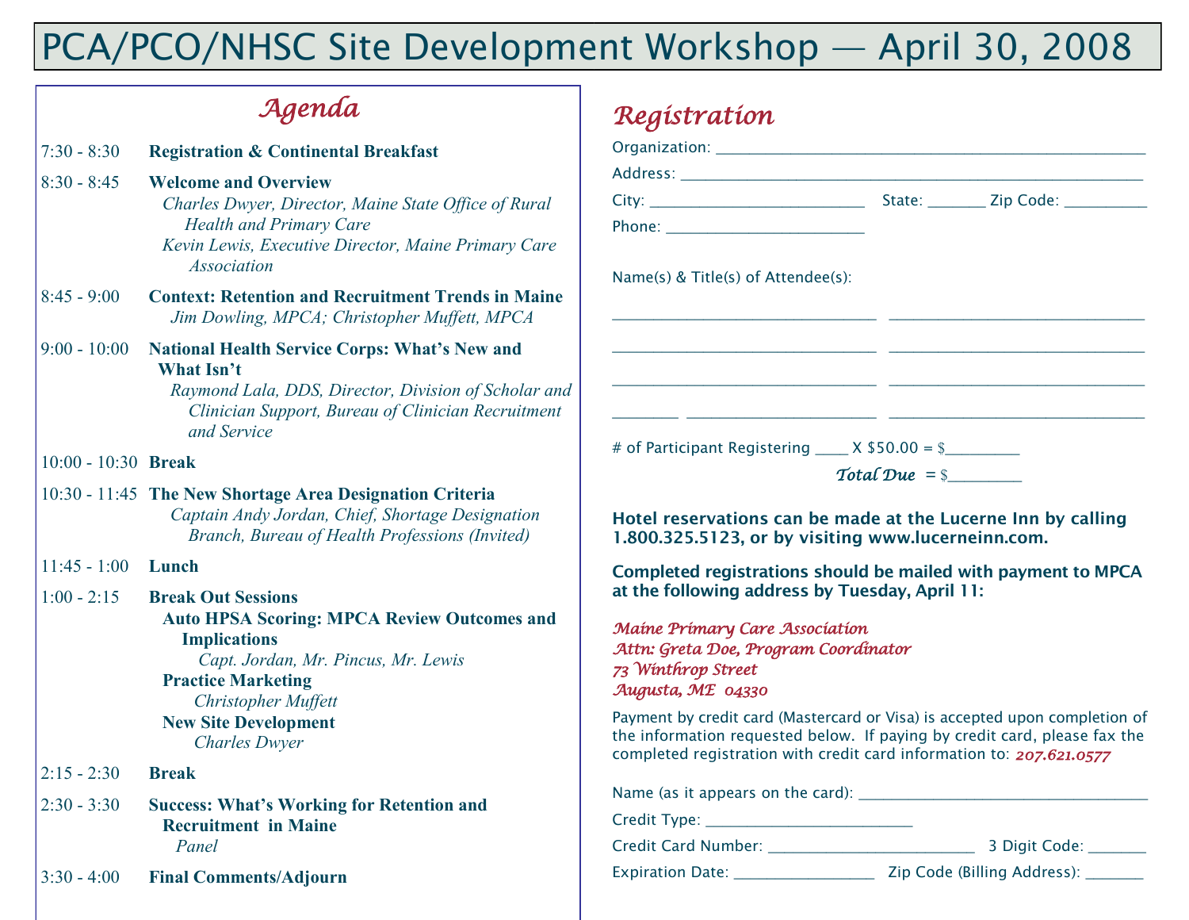# PCA/PCO/NHSC Site Development Workshop — April 30, 2008

## Agenda

7:30 - 8:30 **Registration & Continental Breakfast**

8:30 - 8:45 **Welcome and Overview**
*Charles Dwyer, Director, Maine State Office of Rural Health and Primary Care*
*Kevin Lewis, Executive Director, Maine Primary Care Association*

8:45 - 9:00 **Context: Retention and Recruitment Trends in Maine**
*Jim Dowling, MPCA; Christopher Muffett, MPCA*

9:00 - 10:00 **National Health Service Corps: What's New and What Isn't**
*Raymond Lala, DDS, Director, Division of Scholar and Clinician Support, Bureau of Clinician Recruitment and Service*

10:00 - 10:30 **Break**

10:30 - 11:45 **The New Shortage Area Designation Criteria**
*Captain Andy Jordan, Chief, Shortage Designation Branch, Bureau of Health Professions (Invited)*

11:45 - 1:00 **Lunch**

1:00 - 2:15 **Break Out Sessions**
**Auto HPSA Scoring: MPCA Review Outcomes and Implications**
*Capt. Jordan, Mr. Pincus, Mr. Lewis*
**Practice Marketing**
*Christopher Muffett*
**New Site Development**
*Charles Dwyer*

2:15 - 2:30 **Break**

2:30 - 3:30 **Success: What's Working for Retention and Recruitment in Maine**
*Panel*

3:30 - 4:00 **Final Comments/Adjourn**

## Registration

Organization: ______________________________

Address: ______________________________

City: ______________ State: _______ Zip Code: __________

Phone: ______________

Name(s) & Title(s) of Attendee(s):

______________ ______________

______________ ______________

______________ ______________

______________ ______________

# of Participant Registering ____ X $50.00 = $_________

*Total Due* = $_________

**Hotel reservations can be made at the Lucerne Inn by calling 1.800.325.5123, or by visiting www.lucerneinn.com.**

**Completed registrations should be mailed with payment to MPCA at the following address by Tuesday, April 11:**

*Maine Primary Care Association*
*Attn: Greta Doe, Program Coordinator*
*73 Winthrop Street*
*Augusta, ME 04330*

Payment by credit card (Mastercard or Visa) is accepted upon completion of the information requested below. If paying by credit card, please fax the completed registration with credit card information to: *207.621.0577*

Name (as it appears on the card): ______________________

Credit Type: ______________

Credit Card Number: ______________ 3 Digit Code: _______

Expiration Date: __________ Zip Code (Billing Address): _______